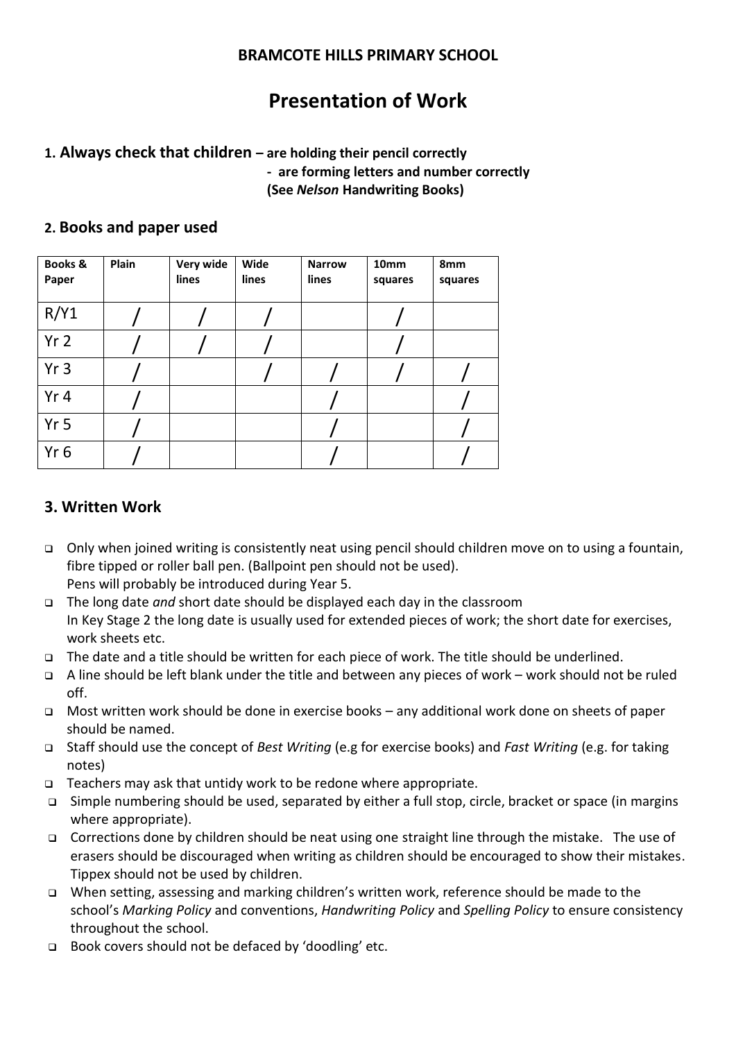**BRAMCOTE HILLS PRIMARY SCHOOL**

# Presentation of Work

## 1. Always check that children – are holding their pencil correctly

**- are forming letters and number correctly**
**(See *Nelson* Handwriting Books)**

## 2. Books and paper used

| Books & Paper | Plain | Very wide lines | Wide lines | Narrow lines | 10mm squares | 8mm squares |
|---|---|---|---|---|---|---|
| R/Y1 | / | / | / | | / | |
| Yr 2 | / | / | / | | / | |
| Yr 3 | / | | / | / | / | / |
| Yr 4 | / | | | / | | / |
| Yr 5 | / | | | / | | / |
| Yr 6 | / | | | / | | / |

## 3. Written Work

- Only when joined writing is consistently neat using pencil should children move on to using a fountain, fibre tipped or roller ball pen. (Ballpoint pen should not be used).
  Pens will probably be introduced during Year 5.
- The long date *and* short date should be displayed each day in the classroom
  In Key Stage 2 the long date is usually used for extended pieces of work; the short date for exercises, work sheets etc.
- The date and a title should be written for each piece of work. The title should be underlined.
- A line should be left blank under the title and between any pieces of work – work should not be ruled off.
- Most written work should be done in exercise books – any additional work done on sheets of paper should be named.
- Staff should use the concept of *Best Writing* (e.g for exercise books) and *Fast Writing* (e.g. for taking notes)
- Teachers may ask that untidy work to be redone where appropriate.
- Simple numbering should be used, separated by either a full stop, circle, bracket or space (in margins where appropriate).
- Corrections done by children should be neat using one straight line through the mistake. The use of erasers should be discouraged when writing as children should be encouraged to show their mistakes. Tippex should not be used by children.
- When setting, assessing and marking children's written work, reference should be made to the school's *Marking Policy* and conventions, *Handwriting Policy* and *Spelling Policy* to ensure consistency throughout the school.
- Book covers should not be defaced by 'doodling' etc.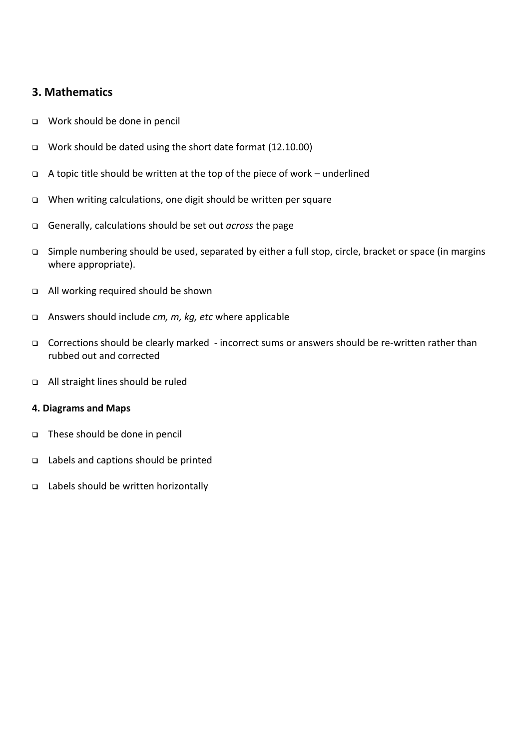## 3. Mathematics

- Work should be done in pencil
- Work should be dated using the short date format (12.10.00)
- A topic title should be written at the top of the piece of work – underlined
- When writing calculations, one digit should be written per square
- Generally, calculations should be set out *across* the page
- Simple numbering should be used, separated by either a full stop, circle, bracket or space (in margins where appropriate).
- All working required should be shown
- Answers should include *cm, m, kg, etc* where applicable
- Corrections should be clearly marked - incorrect sums or answers should be re-written rather than rubbed out and corrected
- All straight lines should be ruled

### 4. Diagrams and Maps

- These should be done in pencil
- Labels and captions should be printed
- Labels should be written horizontally